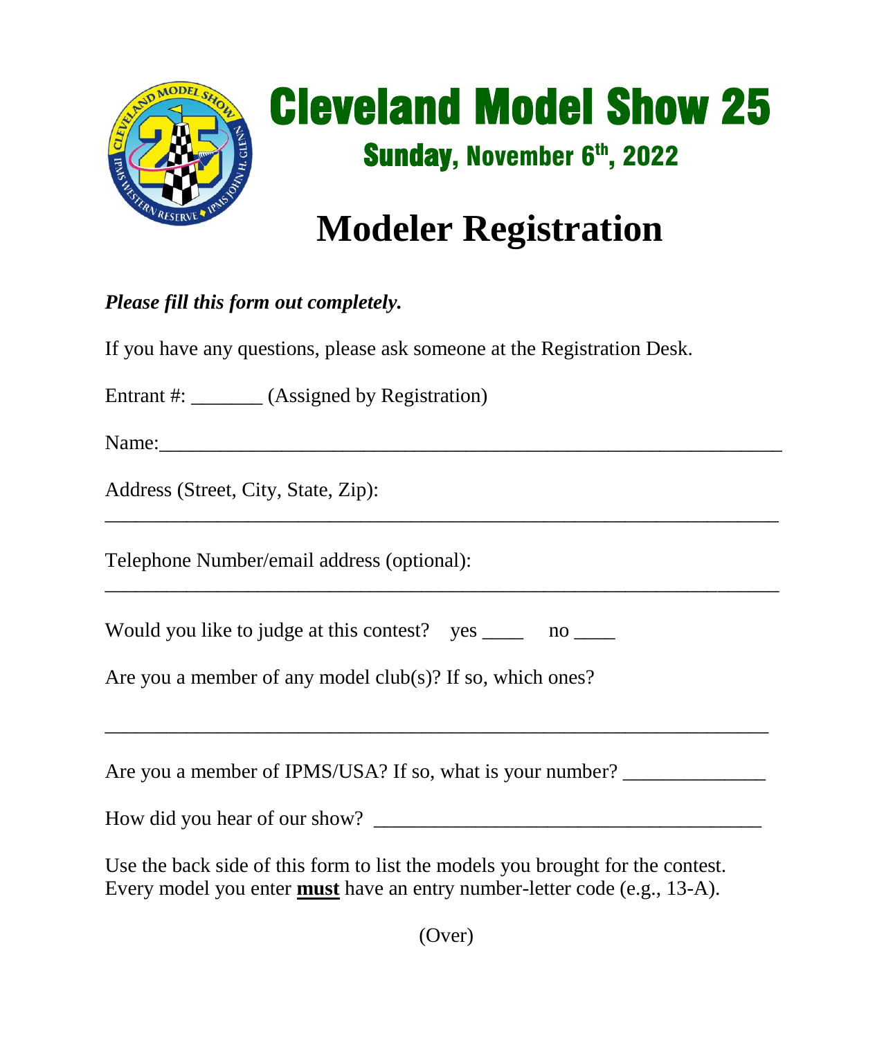# Cleveland Model Show 25

## Sunday, November 6th, 2022

# Modeler Registration

***Please fill this form out completely.***

If you have any questions, please ask someone at the Registration Desk.

Entrant #: _______ (Assigned by Registration)

Name:___________________________________________________________

Address (Street, City, State, Zip):

_________________________________________________________________

Telephone Number/email address (optional):

_________________________________________________________________

Would you like to judge at this contest? yes ____ no ____

Are you a member of any model club(s)? If so, which ones?

________________________________________________________________

Are you a member of IPMS/USA? If so, what is your number? _____________

How did you hear of our show? _____________________________________

Use the back side of this form to list the models you brought for the contest. Every model you enter **must** have an entry number-letter code (e.g., 13-A).

(Over)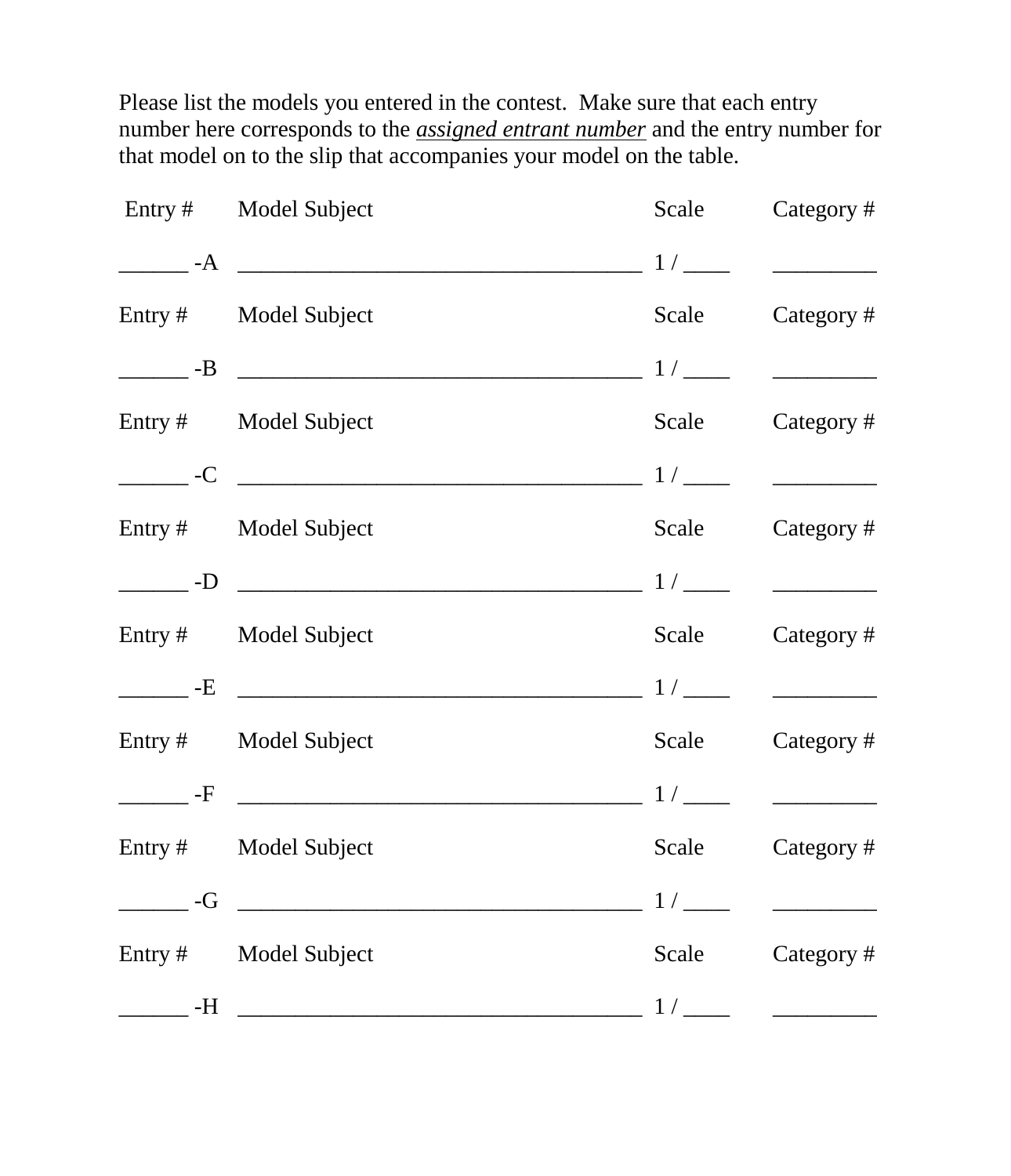Please list the models you entered in the contest. Make sure that each entry number here corresponds to the *assigned entrant number* and the entry number for that model on to the slip that accompanies your model on the table.

Entry # Model Subject Scale Category #

______ -A ____________________________________ 1 / ____ _________

Entry # Model Subject Scale Category #

______ -B ____________________________________ 1 / ____ _________

Entry # Model Subject Scale Category #

______ -C ____________________________________ 1 / ____ _________

Entry # Model Subject Scale Category #

______ -D ____________________________________ 1 / ____ _________

Entry # Model Subject Scale Category #

______ -E ____________________________________ 1 / ____ _________

Entry # Model Subject Scale Category #

______ -F ____________________________________ 1 / ____ _________

Entry # Model Subject Scale Category #

______ -G ____________________________________ 1 / ____ _________

Entry # Model Subject Scale Category #

______ -H ____________________________________ 1 / ____ _________